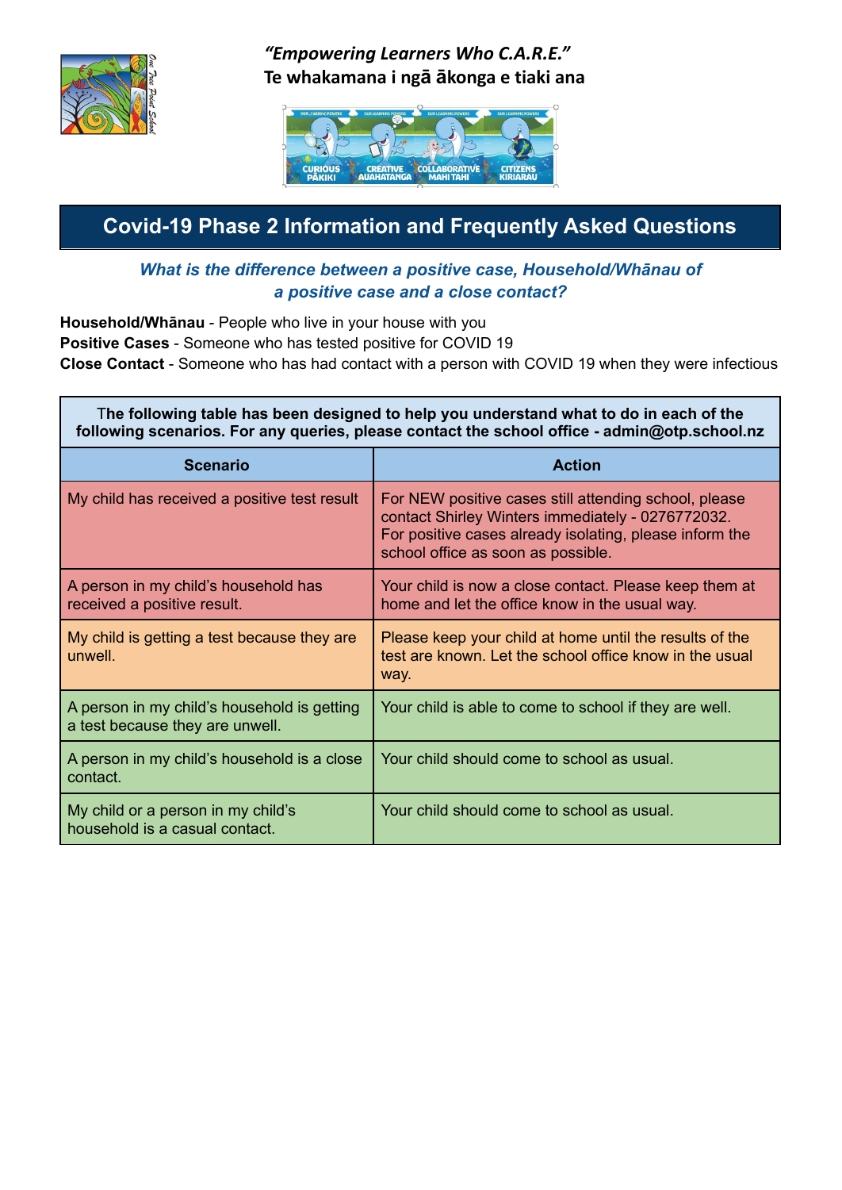*"Empowering Learners Who C.A.R.E."*
**Te whakamana i ngā ākonga e tiaki ana**

# Covid-19 Phase 2 Information and Frequently Asked Questions

### *What is the difference between a positive case, Household/Whānau of a positive case and a close contact?*

**Household/Whānau** - People who live in your house with you
**Positive Cases** - Someone who has tested positive for COVID 19
**Close Contact** - Someone who has had contact with a person with COVID 19 when they were infectious

**The following table has been designed to help you understand what to do in each of the following scenarios. For any queries, please contact the school office - admin@otp.school.nz**

| Scenario | Action |
|---|---|
| My child has received a positive test result | For NEW positive cases still attending school, please contact Shirley Winters immediately - 0276772032. For positive cases already isolating, please inform the school office as soon as possible. |
| A person in my child's household has received a positive result. | Your child is now a close contact. Please keep them at home and let the office know in the usual way. |
| My child is getting a test because they are unwell. | Please keep your child at home until the results of the test are known. Let the school office know in the usual way. |
| A person in my child's household is getting a test because they are unwell. | Your child is able to come to school if they are well. |
| A person in my child's household is a close contact. | Your child should come to school as usual. |
| My child or a person in my child's household is a casual contact. | Your child should come to school as usual. |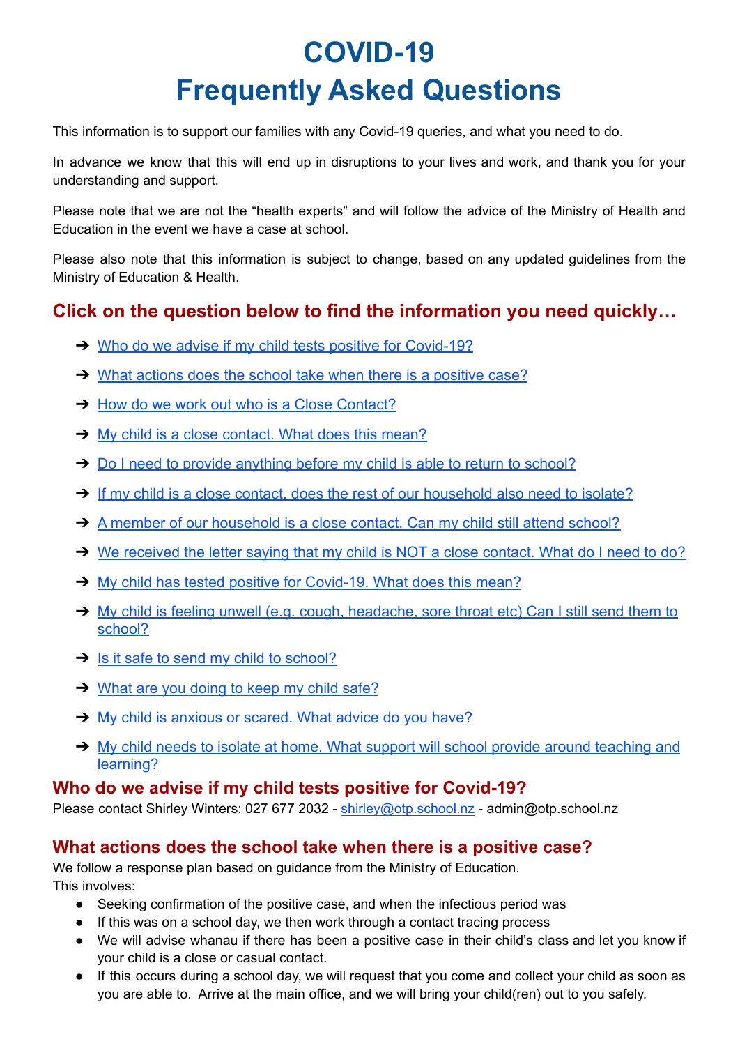# COVID-19
# Frequently Asked Questions

This information is to support our families with any Covid-19 queries, and what you need to do.

In advance we know that this will end up in disruptions to your lives and work, and thank you for your understanding and support.

Please note that we are not the "health experts" and will follow the advice of the Ministry of Health and Education in the event we have a case at school.

Please also note that this information is subject to change, based on any updated guidelines from the Ministry of Education & Health.

## Click on the question below to find the information you need quickly…

- ➔ Who do we advise if my child tests positive for Covid-19?
- ➔ What actions does the school take when there is a positive case?
- ➔ How do we work out who is a Close Contact?
- ➔ My child is a close contact. What does this mean?
- ➔ Do I need to provide anything before my child is able to return to school?
- ➔ If my child is a close contact, does the rest of our household also need to isolate?
- ➔ A member of our household is a close contact. Can my child still attend school?
- ➔ We received the letter saying that my child is NOT a close contact. What do I need to do?
- ➔ My child has tested positive for Covid-19. What does this mean?
- ➔ My child is feeling unwell (e.g. cough, headache, sore throat etc) Can I still send them to school?
- ➔ Is it safe to send my child to school?
- ➔ What are you doing to keep my child safe?
- ➔ My child is anxious or scared. What advice do you have?
- ➔ My child needs to isolate at home. What support will school provide around teaching and learning?

## Who do we advise if my child tests positive for Covid-19?

Please contact Shirley Winters: 027 677 2032 - shirley@otp.school.nz - admin@otp.school.nz

## What actions does the school take when there is a positive case?

We follow a response plan based on guidance from the Ministry of Education.
This involves:

- Seeking confirmation of the positive case, and when the infectious period was
- If this was on a school day, we then work through a contact tracing process
- We will advise whanau if there has been a positive case in their child's class and let you know if your child is a close or casual contact.
- If this occurs during a school day, we will request that you come and collect your child as soon as you are able to. Arrive at the main office, and we will bring your child(ren) out to you safely.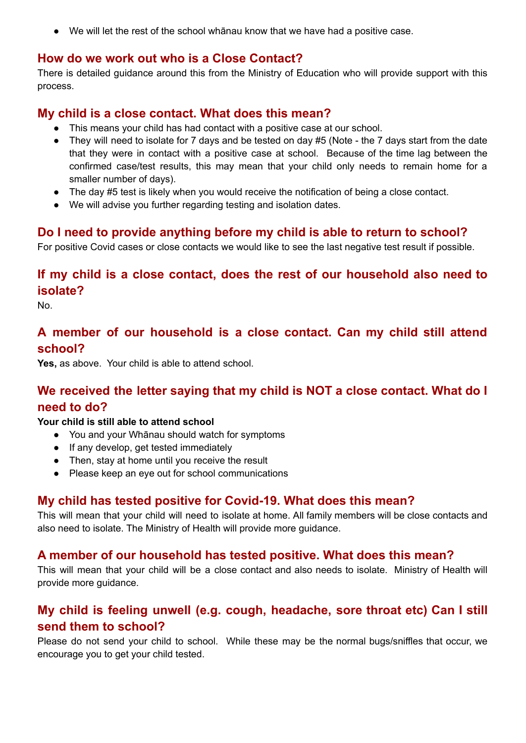- We will let the rest of the school whānau know that we have had a positive case.

## How do we work out who is a Close Contact?

There is detailed guidance around this from the Ministry of Education who will provide support with this process.

## My child is a close contact. What does this mean?

- This means your child has had contact with a positive case at our school.
- They will need to isolate for 7 days and be tested on day #5 (Note - the 7 days start from the date that they were in contact with a positive case at school. Because of the time lag between the confirmed case/test results, this may mean that your child only needs to remain home for a smaller number of days).
- The day #5 test is likely when you would receive the notification of being a close contact.
- We will advise you further regarding testing and isolation dates.

## Do I need to provide anything before my child is able to return to school?

For positive Covid cases or close contacts we would like to see the last negative test result if possible.

## If my child is a close contact, does the rest of our household also need to isolate?

No.

## A member of our household is a close contact. Can my child still attend school?

**Yes,** as above. Your child is able to attend school.

## We received the letter saying that my child is NOT a close contact. What do I need to do?

**Your child is still able to attend school**

- You and your Whānau should watch for symptoms
- If any develop, get tested immediately
- Then, stay at home until you receive the result
- Please keep an eye out for school communications

## My child has tested positive for Covid-19. What does this mean?

This will mean that your child will need to isolate at home. All family members will be close contacts and also need to isolate. The Ministry of Health will provide more guidance.

## A member of our household has tested positive. What does this mean?

This will mean that your child will be a close contact and also needs to isolate. Ministry of Health will provide more guidance.

## My child is feeling unwell (e.g. cough, headache, sore throat etc) Can I still send them to school?

Please do not send your child to school. While these may be the normal bugs/sniffles that occur, we encourage you to get your child tested.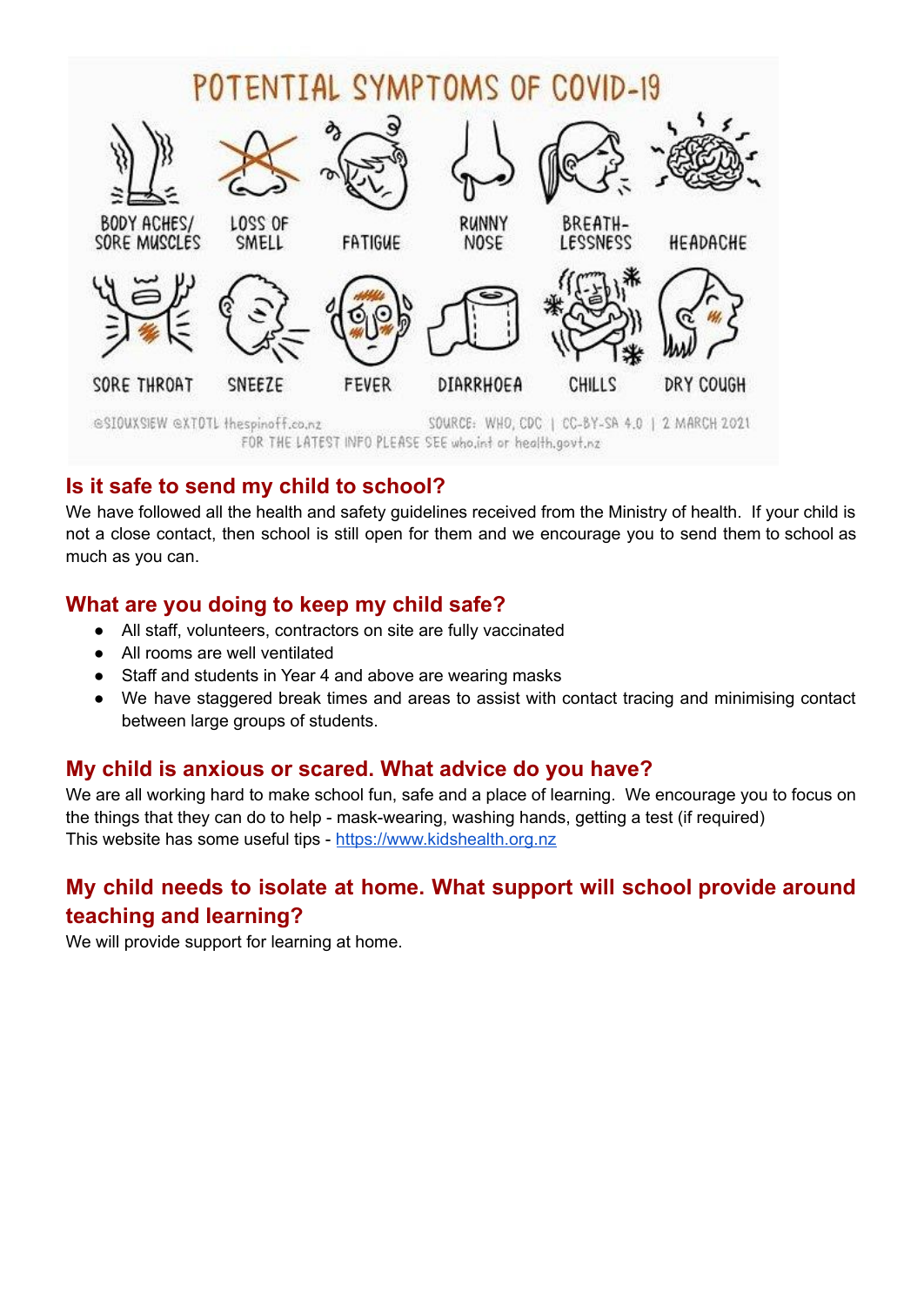POTENTIAL SYMPTOMS OF COVID-19

BODY ACHES/ SORE MUSCLES

LOSS OF SMELL

FATIGUE

RUNNY NOSE

BREATH-LESSNESS

HEADACHE

SORE THROAT

SNEEZE

FEVER

DIARRHOEA

CHILLS

DRY COUGH

@SIOUXSIEW @XTOTL thespinoff.co.nz SOURCE: WHO, CDC | CC-BY-SA 4.0 | 2 MARCH 2021

FOR THE LATEST INFO PLEASE SEE who.int or health.govt.nz

## Is it safe to send my child to school?

We have followed all the health and safety guidelines received from the Ministry of health. If your child is not a close contact, then school is still open for them and we encourage you to send them to school as much as you can.

## What are you doing to keep my child safe?

- All staff, volunteers, contractors on site are fully vaccinated
- All rooms are well ventilated
- Staff and students in Year 4 and above are wearing masks
- We have staggered break times and areas to assist with contact tracing and minimising contact between large groups of students.

## My child is anxious or scared. What advice do you have?

We are all working hard to make school fun, safe and a place of learning. We encourage you to focus on the things that they can do to help - mask-wearing, washing hands, getting a test (if required)
This website has some useful tips - [https://www.kidshealth.org.nz](https://www.kidshealth.org.nz)

## My child needs to isolate at home. What support will school provide around teaching and learning?

We will provide support for learning at home.